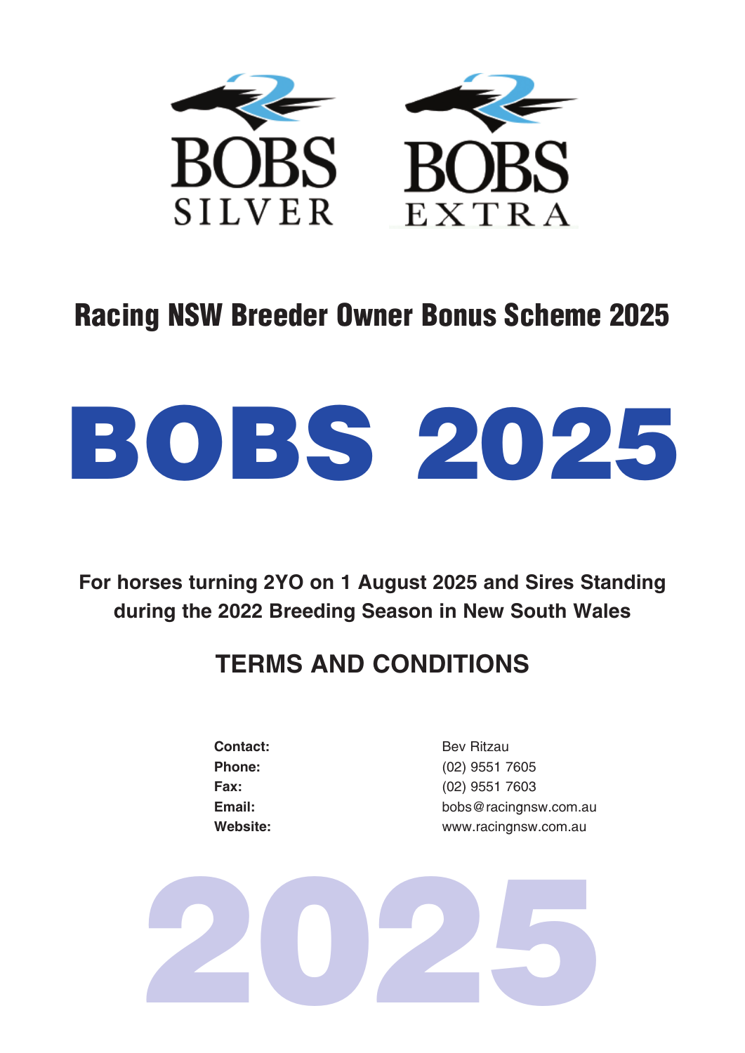BOBS SILVER

BOBS EXTRA

## Racing NSW Breeder Owner Bonus Scheme 2025

# BOBS 2025

**For horses turning 2YO on 1 August 2025 and Sires Standing during the 2022 Breeding Season in New South Wales**

## TERMS AND CONDITIONS

| | |
|---|---|
| **Contact:** | Bev Ritzau |
| **Phone:** | (02) 9551 7605 |
| **Fax:** | (02) 9551 7603 |
| **Email:** | bobs@racingnsw.com.au |
| **Website:** | www.racingnsw.com.au |

2025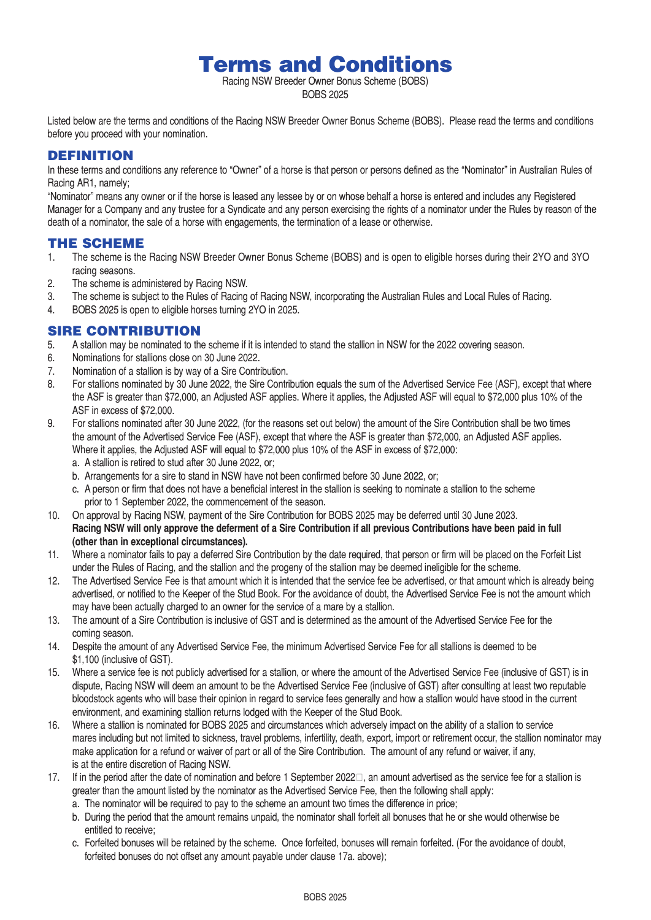# Terms and Conditions

Racing NSW Breeder Owner Bonus Scheme (BOBS)

BOBS 2025

Listed below are the terms and conditions of the Racing NSW Breeder Owner Bonus Scheme (BOBS). Please read the terms and conditions before you proceed with your nomination.

## DEFINITION

In these terms and conditions any reference to "Owner" of a horse is that person or persons defined as the "Nominator" in Australian Rules of Racing AR1, namely;

"Nominator" means any owner or if the horse is leased any lessee by or on whose behalf a horse is entered and includes any Registered Manager for a Company and any trustee for a Syndicate and any person exercising the rights of a nominator under the Rules by reason of the death of a nominator, the sale of a horse with engagements, the termination of a lease or otherwise.

## THE SCHEME

1. The scheme is the Racing NSW Breeder Owner Bonus Scheme (BOBS) and is open to eligible horses during their 2YO and 3YO racing seasons.
2. The scheme is administered by Racing NSW.
3. The scheme is subject to the Rules of Racing of Racing NSW, incorporating the Australian Rules and Local Rules of Racing.
4. BOBS 2025 is open to eligible horses turning 2YO in 2025.

## SIRE CONTRIBUTION

5. A stallion may be nominated to the scheme if it is intended to stand the stallion in NSW for the 2022 covering season.
6. Nominations for stallions close on 30 June 2022.
7. Nomination of a stallion is by way of a Sire Contribution.
8. For stallions nominated by 30 June 2022, the Sire Contribution equals the sum of the Advertised Service Fee (ASF), except that where the ASF is greater than $72,000, an Adjusted ASF applies. Where it applies, the Adjusted ASF will equal to $72,000 plus 10% of the ASF in excess of $72,000.
9. For stallions nominated after 30 June 2022, (for the reasons set out below) the amount of the Sire Contribution shall be two times the amount of the Advertised Service Fee (ASF), except that where the ASF is greater than $72,000, an Adjusted ASF applies. Where it applies, the Adjusted ASF will equal to $72,000 plus 10% of the ASF in excess of $72,000:
   a. A stallion is retired to stud after 30 June 2022, or;
   b. Arrangements for a sire to stand in NSW have not been confirmed before 30 June 2022, or;
   c. A person or firm that does not have a beneficial interest in the stallion is seeking to nominate a stallion to the scheme prior to 1 September 2022, the commencement of the season.
10. On approval by Racing NSW, payment of the Sire Contribution for BOBS 2025 may be deferred until 30 June 2023. **Racing NSW will only approve the deferment of a Sire Contribution if all previous Contributions have been paid in full (other than in exceptional circumstances).**
11. Where a nominator fails to pay a deferred Sire Contribution by the date required, that person or firm will be placed on the Forfeit List under the Rules of Racing, and the stallion and the progeny of the stallion may be deemed ineligible for the scheme.
12. The Advertised Service Fee is that amount which it is intended that the service fee be advertised, or that amount which is already being advertised, or notified to the Keeper of the Stud Book. For the avoidance of doubt, the Advertised Service Fee is not the amount which may have been actually charged to an owner for the service of a mare by a stallion.
13. The amount of a Sire Contribution is inclusive of GST and is determined as the amount of the Advertised Service Fee for the coming season.
14. Despite the amount of any Advertised Service Fee, the minimum Advertised Service Fee for all stallions is deemed to be $1,100 (inclusive of GST).
15. Where a service fee is not publicly advertised for a stallion, or where the amount of the Advertised Service Fee (inclusive of GST) is in dispute, Racing NSW will deem an amount to be the Advertised Service Fee (inclusive of GST) after consulting at least two reputable bloodstock agents who will base their opinion in regard to service fees generally and how a stallion would have stood in the current environment, and examining stallion returns lodged with the Keeper of the Stud Book.
16. Where a stallion is nominated for BOBS 2025 and circumstances which adversely impact on the ability of a stallion to service mares including but not limited to sickness, travel problems, infertility, death, export, import or retirement occur, the stallion nominator may make application for a refund or waiver of part or all of the Sire Contribution. The amount of any refund or waiver, if any, is at the entire discretion of Racing NSW.
17. If in the period after the date of nomination and before 1 September 2022, an amount advertised as the service fee for a stallion is greater than the amount listed by the nominator as the Advertised Service Fee, then the following shall apply:
   a. The nominator will be required to pay to the scheme an amount two times the difference in price;
   b. During the period that the amount remains unpaid, the nominator shall forfeit all bonuses that he or she would otherwise be entitled to receive;
   c. Forfeited bonuses will be retained by the scheme. Once forfeited, bonuses will remain forfeited. (For the avoidance of doubt, forfeited bonuses do not offset any amount payable under clause 17a. above);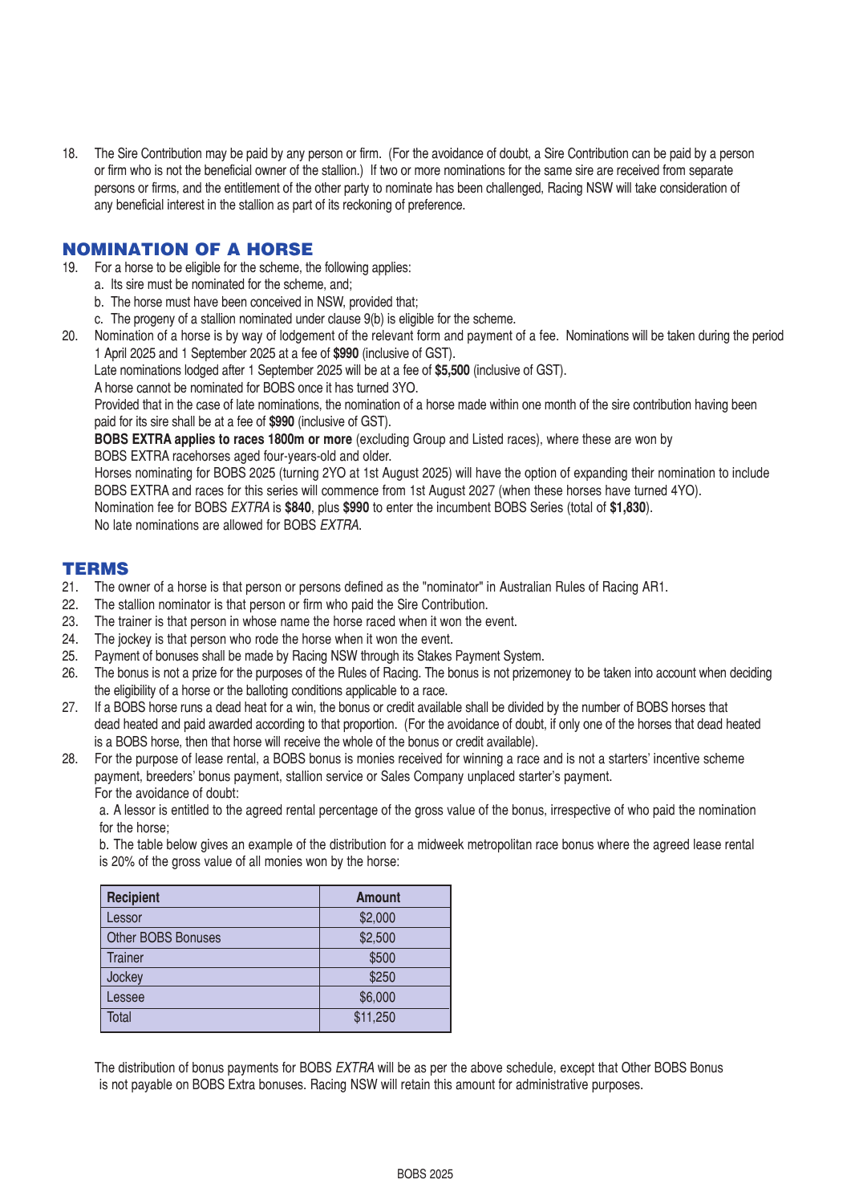18. The Sire Contribution may be paid by any person or firm. (For the avoidance of doubt, a Sire Contribution can be paid by a person or firm who is not the beneficial owner of the stallion.) If two or more nominations for the same sire are received from separate persons or firms, and the entitlement of the other party to nominate has been challenged, Racing NSW will take consideration of any beneficial interest in the stallion as part of its reckoning of preference.

## NOMINATION OF A HORSE

19. For a horse to be eligible for the scheme, the following applies:
    a. Its sire must be nominated for the scheme, and;
    b. The horse must have been conceived in NSW, provided that;
    c. The progeny of a stallion nominated under clause 9(b) is eligible for the scheme.
20. Nomination of a horse is by way of lodgement of the relevant form and payment of a fee. Nominations will be taken during the period 1 April 2025 and 1 September 2025 at a fee of **$990** (inclusive of GST).
    Late nominations lodged after 1 September 2025 will be at a fee of **$5,500** (inclusive of GST).
    A horse cannot be nominated for BOBS once it has turned 3YO.
    Provided that in the case of late nominations, the nomination of a horse made within one month of the sire contribution having been paid for its sire shall be at a fee of **$990** (inclusive of GST).
    **BOBS EXTRA applies to races 1800m or more** (excluding Group and Listed races), where these are won by BOBS EXTRA racehorses aged four-years-old and older.
    Horses nominating for BOBS 2025 (turning 2YO at 1st August 2025) will have the option of expanding their nomination to include BOBS EXTRA and races for this series will commence from 1st August 2027 (when these horses have turned 4YO).
    Nomination fee for BOBS *EXTRA* is **$840**, plus **$990** to enter the incumbent BOBS Series (total of **$1,830**).
    No late nominations are allowed for BOBS *EXTRA*.

## TERMS

21. The owner of a horse is that person or persons defined as the "nominator" in Australian Rules of Racing AR1.
22. The stallion nominator is that person or firm who paid the Sire Contribution.
23. The trainer is that person in whose name the horse raced when it won the event.
24. The jockey is that person who rode the horse when it won the event.
25. Payment of bonuses shall be made by Racing NSW through its Stakes Payment System.
26. The bonus is not a prize for the purposes of the Rules of Racing. The bonus is not prizemoney to be taken into account when deciding the eligibility of a horse or the balloting conditions applicable to a race.
27. If a BOBS horse runs a dead heat for a win, the bonus or credit available shall be divided by the number of BOBS horses that dead heated and paid awarded according to that proportion. (For the avoidance of doubt, if only one of the horses that dead heated is a BOBS horse, then that horse will receive the whole of the bonus or credit available).
28. For the purpose of lease rental, a BOBS bonus is monies received for winning a race and is not a starters' incentive scheme payment, breeders' bonus payment, stallion service or Sales Company unplaced starter's payment.
    For the avoidance of doubt:
    a. A lessor is entitled to the agreed rental percentage of the gross value of the bonus, irrespective of who paid the nomination for the horse;
    b. The table below gives an example of the distribution for a midweek metropolitan race bonus where the agreed lease rental is 20% of the gross value of all monies won by the horse:

| Recipient | Amount |
|---|---|
| Lessor | $2,000 |
| Other BOBS Bonuses | $2,500 |
| Trainer | $500 |
| Jockey | $250 |
| Lessee | $6,000 |
| Total | $11,250 |

The distribution of bonus payments for BOBS *EXTRA* will be as per the above schedule, except that Other BOBS Bonus is not payable on BOBS Extra bonuses. Racing NSW will retain this amount for administrative purposes.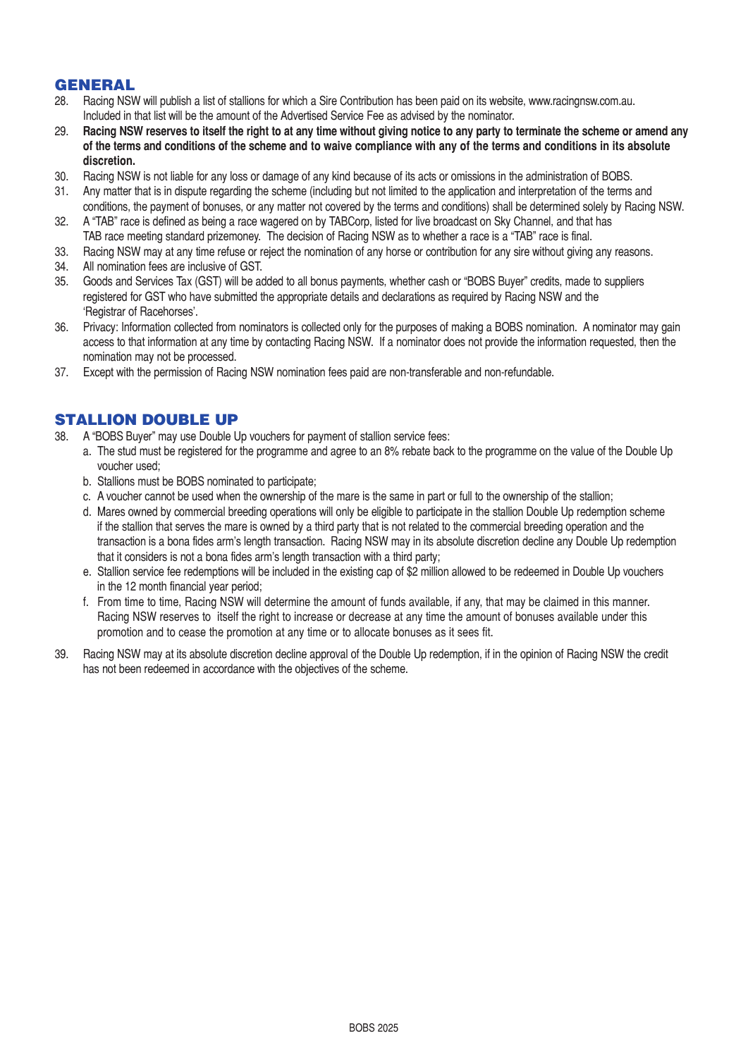## GENERAL

28. Racing NSW will publish a list of stallions for which a Sire Contribution has been paid on its website, www.racingnsw.com.au. Included in that list will be the amount of the Advertised Service Fee as advised by the nominator.
29. **Racing NSW reserves to itself the right to at any time without giving notice to any party to terminate the scheme or amend any of the terms and conditions of the scheme and to waive compliance with any of the terms and conditions in its absolute discretion.**
30. Racing NSW is not liable for any loss or damage of any kind because of its acts or omissions in the administration of BOBS.
31. Any matter that is in dispute regarding the scheme (including but not limited to the application and interpretation of the terms and conditions, the payment of bonuses, or any matter not covered by the terms and conditions) shall be determined solely by Racing NSW.
32. A "TAB" race is defined as being a race wagered on by TABCorp, listed for live broadcast on Sky Channel, and that has TAB race meeting standard prizemoney. The decision of Racing NSW as to whether a race is a "TAB" race is final.
33. Racing NSW may at any time refuse or reject the nomination of any horse or contribution for any sire without giving any reasons.
34. All nomination fees are inclusive of GST.
35. Goods and Services Tax (GST) will be added to all bonus payments, whether cash or "BOBS Buyer" credits, made to suppliers registered for GST who have submitted the appropriate details and declarations as required by Racing NSW and the 'Registrar of Racehorses'.
36. Privacy: Information collected from nominators is collected only for the purposes of making a BOBS nomination. A nominator may gain access to that information at any time by contacting Racing NSW. If a nominator does not provide the information requested, then the nomination may not be processed.
37. Except with the permission of Racing NSW nomination fees paid are non-transferable and non-refundable.

## STALLION DOUBLE UP

38. A "BOBS Buyer" may use Double Up vouchers for payment of stallion service fees:
    a. The stud must be registered for the programme and agree to an 8% rebate back to the programme on the value of the Double Up voucher used;
    b. Stallions must be BOBS nominated to participate;
    c. A voucher cannot be used when the ownership of the mare is the same in part or full to the ownership of the stallion;
    d. Mares owned by commercial breeding operations will only be eligible to participate in the stallion Double Up redemption scheme if the stallion that serves the mare is owned by a third party that is not related to the commercial breeding operation and the transaction is a bona fides arm's length transaction. Racing NSW may in its absolute discretion decline any Double Up redemption that it considers is not a bona fides arm's length transaction with a third party;
    e. Stallion service fee redemptions will be included in the existing cap of $2 million allowed to be redeemed in Double Up vouchers in the 12 month financial year period;
    f. From time to time, Racing NSW will determine the amount of funds available, if any, that may be claimed in this manner. Racing NSW reserves to itself the right to increase or decrease at any time the amount of bonuses available under this promotion and to cease the promotion at any time or to allocate bonuses as it sees fit.
39. Racing NSW may at its absolute discretion decline approval of the Double Up redemption, if in the opinion of Racing NSW the credit has not been redeemed in accordance with the objectives of the scheme.